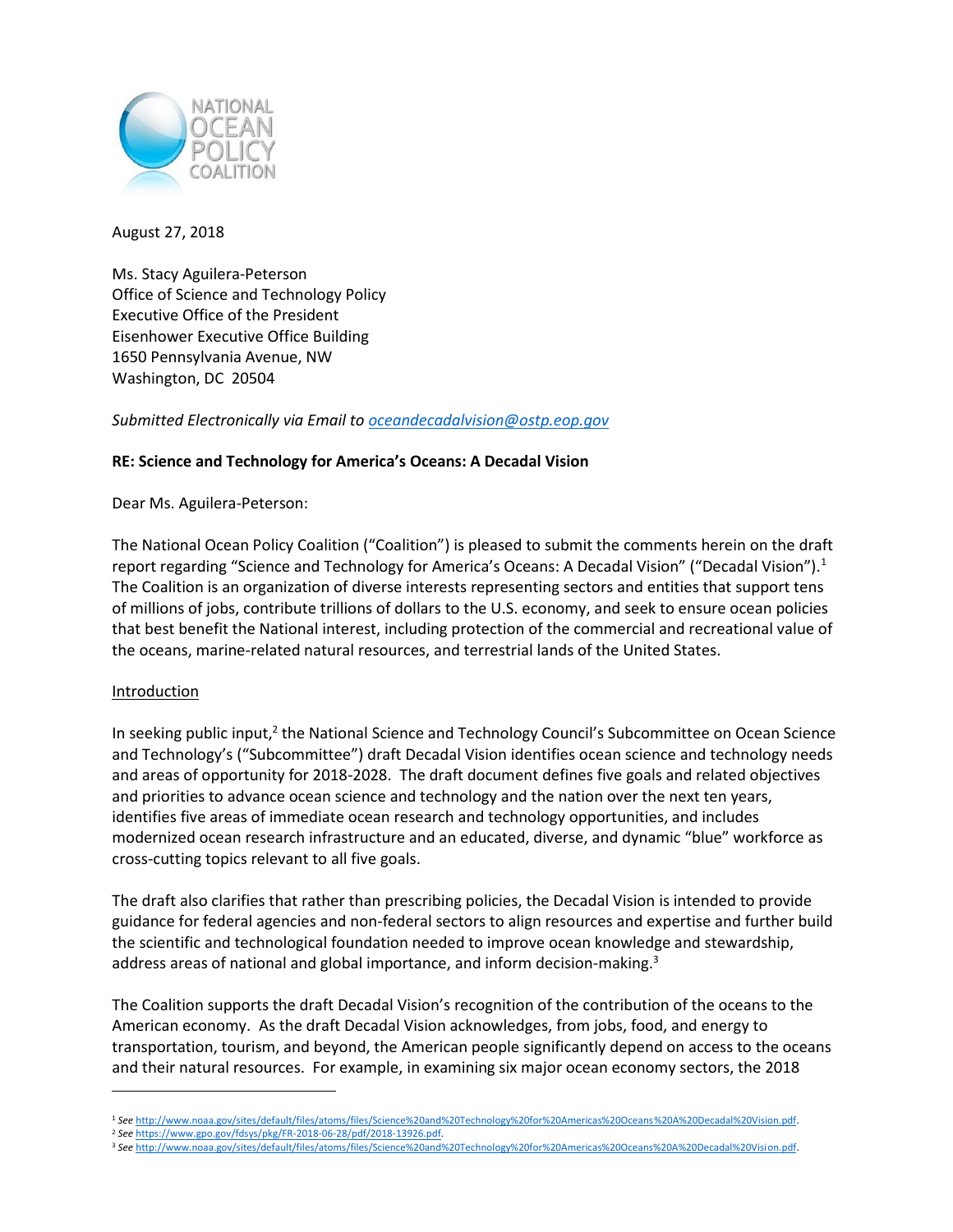NATIONAL OCEAN POLICY COALITION

August 27, 2018

Ms. Stacy Aguilera-Peterson
Office of Science and Technology Policy
Executive Office of the President
Eisenhower Executive Office Building
1650 Pennsylvania Avenue, NW
Washington, DC 20504

*Submitted Electronically via Email to [oceandecadalvision@ostp.eop.gov](mailto:oceandecadalvision@ostp.eop.gov)*

**RE: Science and Technology for America's Oceans: A Decadal Vision**

Dear Ms. Aguilera-Peterson:

The National Ocean Policy Coalition ("Coalition") is pleased to submit the comments herein on the draft report regarding "Science and Technology for America's Oceans: A Decadal Vision" ("Decadal Vision").[1] The Coalition is an organization of diverse interests representing sectors and entities that support tens of millions of jobs, contribute trillions of dollars to the U.S. economy, and seek to ensure ocean policies that best benefit the National interest, including protection of the commercial and recreational value of the oceans, marine-related natural resources, and terrestrial lands of the United States.

Introduction

In seeking public input,[2] the National Science and Technology Council's Subcommittee on Ocean Science and Technology's ("Subcommittee") draft Decadal Vision identifies ocean science and technology needs and areas of opportunity for 2018-2028. The draft document defines five goals and related objectives and priorities to advance ocean science and technology and the nation over the next ten years, identifies five areas of immediate ocean research and technology opportunities, and includes modernized ocean research infrastructure and an educated, diverse, and dynamic "blue" workforce as cross-cutting topics relevant to all five goals.

The draft also clarifies that rather than prescribing policies, the Decadal Vision is intended to provide guidance for federal agencies and non-federal sectors to align resources and expertise and further build the scientific and technological foundation needed to improve ocean knowledge and stewardship, address areas of national and global importance, and inform decision-making.[3]

The Coalition supports the draft Decadal Vision's recognition of the contribution of the oceans to the American economy. As the draft Decadal Vision acknowledges, from jobs, food, and energy to transportation, tourism, and beyond, the American people significantly depend on access to the oceans and their natural resources. For example, in examining six major ocean economy sectors, the 2018

---

[1] *See* [http://www.noaa.gov/sites/default/files/atoms/files/Science%20and%20Technology%20for%20Americas%20Oceans%20A%20Decadal%20Vision.pdf](http://www.noaa.gov/sites/default/files/atoms/files/Science%20and%20Technology%20for%20Americas%20Oceans%20A%20Decadal%20Vision.pdf).

[2] *See* [https://www.gpo.gov/fdsys/pkg/FR-2018-06-28/pdf/2018-13926.pdf](https://www.gpo.gov/fdsys/pkg/FR-2018-06-28/pdf/2018-13926.pdf).

[3] *See* [http://www.noaa.gov/sites/default/files/atoms/files/Science%20and%20Technology%20for%20Americas%20Oceans%20A%20Decadal%20Vision.pdf](http://www.noaa.gov/sites/default/files/atoms/files/Science%20and%20Technology%20for%20Americas%20Oceans%20A%20Decadal%20Vision.pdf).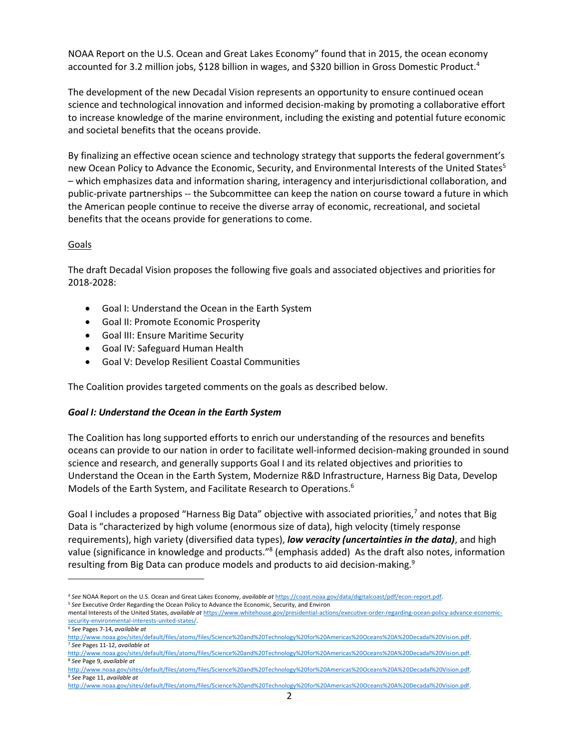NOAA Report on the U.S. Ocean and Great Lakes Economy" found that in 2015, the ocean economy accounted for 3.2 million jobs, $128 billion in wages, and $320 billion in Gross Domestic Product.[4]

The development of the new Decadal Vision represents an opportunity to ensure continued ocean science and technological innovation and informed decision-making by promoting a collaborative effort to increase knowledge of the marine environment, including the existing and potential future economic and societal benefits that the oceans provide.

By finalizing an effective ocean science and technology strategy that supports the federal government's new Ocean Policy to Advance the Economic, Security, and Environmental Interests of the United States[5] – which emphasizes data and information sharing, interagency and interjurisdictional collaboration, and public-private partnerships -- the Subcommittee can keep the nation on course toward a future in which the American people continue to receive the diverse array of economic, recreational, and societal benefits that the oceans provide for generations to come.

## Goals

The draft Decadal Vision proposes the following five goals and associated objectives and priorities for 2018-2028:

- Goal I: Understand the Ocean in the Earth System
- Goal II: Promote Economic Prosperity
- Goal III: Ensure Maritime Security
- Goal IV: Safeguard Human Health
- Goal V: Develop Resilient Coastal Communities

The Coalition provides targeted comments on the goals as described below.

### *Goal I: Understand the Ocean in the Earth System*

The Coalition has long supported efforts to enrich our understanding of the resources and benefits oceans can provide to our nation in order to facilitate well-informed decision-making grounded in sound science and research, and generally supports Goal I and its related objectives and priorities to Understand the Ocean in the Earth System, Modernize R&D Infrastructure, Harness Big Data, Develop Models of the Earth System, and Facilitate Research to Operations.[6]

Goal I includes a proposed "Harness Big Data" objective with associated priorities,[7] and notes that Big Data is "characterized by high volume (enormous size of data), high velocity (timely response requirements), high variety (diversified data types), ***low veracity (uncertainties in the data)***, and high value (significance in knowledge and products."[8] (emphasis added) As the draft also notes, information resulting from Big Data can produce models and products to aid decision-making.[9]

---

[4] *See* NOAA Report on the U.S. Ocean and Great Lakes Economy, *available at* https://coast.noaa.gov/data/digitalcoast/pdf/econ-report.pdf.

[5] *See* Executive Order Regarding the Ocean Policy to Advance the Economic, Security, and Environmental Interests of the United States, *available at* https://www.whitehouse.gov/presidential-actions/executive-order-regarding-ocean-policy-advance-economic-security-environmental-interests-united-states/.

[6] *See* Pages 7-14, *available at* http://www.noaa.gov/sites/default/files/atoms/files/Science%20and%20Technology%20for%20Americas%20Oceans%20A%20Decadal%20Vision.pdf.

[7] *See* Pages 11-12, *available at* http://www.noaa.gov/sites/default/files/atoms/files/Science%20and%20Technology%20for%20Americas%20Oceans%20A%20Decadal%20Vision.pdf.

[8] *See* Page 9, *available at* http://www.noaa.gov/sites/default/files/atoms/files/Science%20and%20Technology%20for%20Americas%20Oceans%20A%20Decadal%20Vision.pdf.

[9] *See* Page 11, *available at* http://www.noaa.gov/sites/default/files/atoms/files/Science%20and%20Technology%20for%20Americas%20Oceans%20A%20Decadal%20Vision.pdf.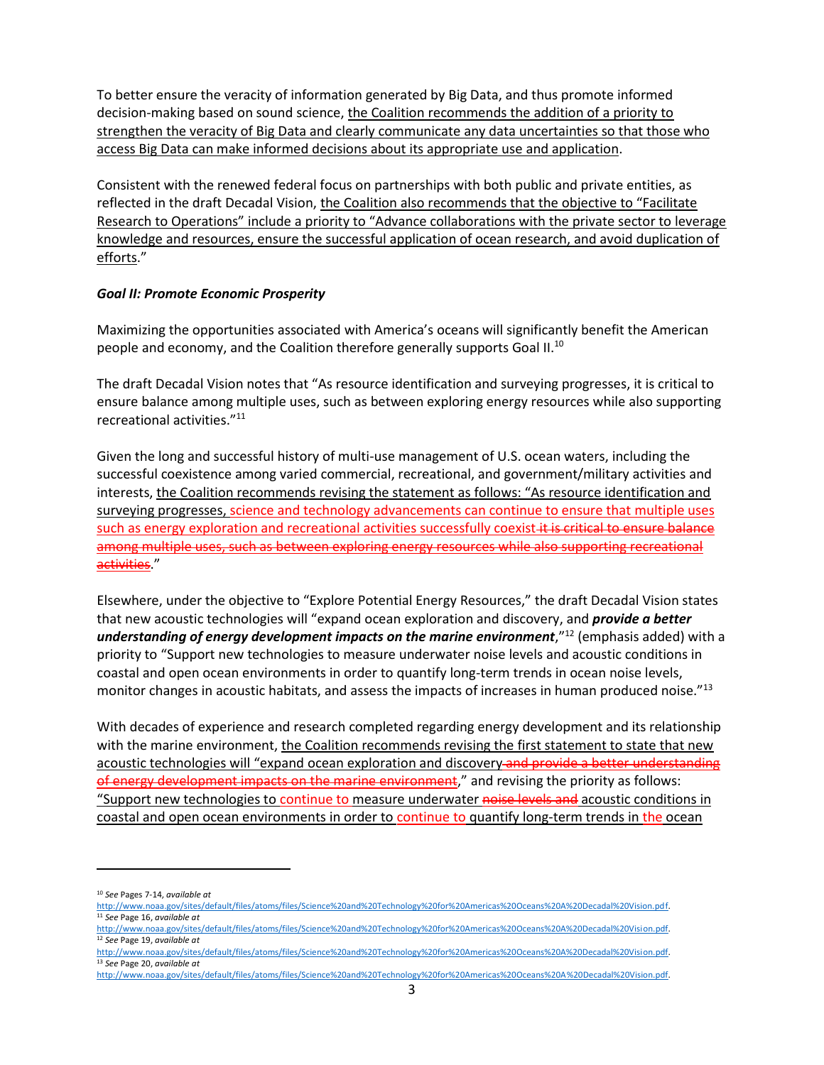To better ensure the veracity of information generated by Big Data, and thus promote informed decision-making based on sound science, <u>the Coalition recommends the addition of a priority to strengthen the veracity of Big Data and clearly communicate any data uncertainties so that those who access Big Data can make informed decisions about its appropriate use and application</u>.

Consistent with the renewed federal focus on partnerships with both public and private entities, as reflected in the draft Decadal Vision, <u>the Coalition also recommends that the objective to "Facilitate Research to Operations" include a priority to "Advance collaborations with the private sector to leverage knowledge and resources, ensure the successful application of ocean research, and avoid duplication of efforts</u>."

***Goal II: Promote Economic Prosperity***

Maximizing the opportunities associated with America's oceans will significantly benefit the American people and economy, and the Coalition therefore generally supports Goal II.[10]

The draft Decadal Vision notes that "As resource identification and surveying progresses, it is critical to ensure balance among multiple uses, such as between exploring energy resources while also supporting recreational activities."[11]

Given the long and successful history of multi-use management of U.S. ocean waters, including the successful coexistence among varied commercial, recreational, and government/military activities and interests, <u>the Coalition recommends revising the statement as follows: "As resource identification and surveying progresses, science and technology advancements can continue to ensure that multiple uses such as energy exploration and recreational activities successfully coexist ~~it is critical to ensure balance among multiple uses, such as between exploring energy resources while also supporting recreational activities~~</u>."

Elsewhere, under the objective to "Explore Potential Energy Resources," the draft Decadal Vision states that new acoustic technologies will "expand ocean exploration and discovery, and ***provide a better understanding of energy development impacts on the marine environment***,"[12] (emphasis added) with a priority to "Support new technologies to measure underwater noise levels and acoustic conditions in coastal and open ocean environments in order to quantify long-term trends in ocean noise levels, monitor changes in acoustic habitats, and assess the impacts of increases in human produced noise."[13]

With decades of experience and research completed regarding energy development and its relationship with the marine environment, <u>the Coalition recommends revising the first statement to state that new acoustic technologies will "expand ocean exploration and discovery ~~and provide a better understanding of energy development impacts on the marine environment~~</u>," and revising the priority as follows: <u>"Support new technologies to continue to measure underwater ~~noise levels and~~ acoustic conditions in coastal and open ocean environments in order to continue to quantify long-term trends in the ocean</u>

---

[10] *See* Pages 7-14, *available at* http://www.noaa.gov/sites/default/files/atoms/files/Science%20and%20Technology%20for%20Americas%20Oceans%20A%20Decadal%20Vision.pdf.

[11] *See* Page 16, *available at* http://www.noaa.gov/sites/default/files/atoms/files/Science%20and%20Technology%20for%20Americas%20Oceans%20A%20Decadal%20Vision.pdf.

[12] *See* Page 19, *available at* http://www.noaa.gov/sites/default/files/atoms/files/Science%20and%20Technology%20for%20Americas%20Oceans%20A%20Decadal%20Vision.pdf.

[13] *See* Page 20, *available at* http://www.noaa.gov/sites/default/files/atoms/files/Science%20and%20Technology%20for%20Americas%20Oceans%20A%20Decadal%20Vision.pdf.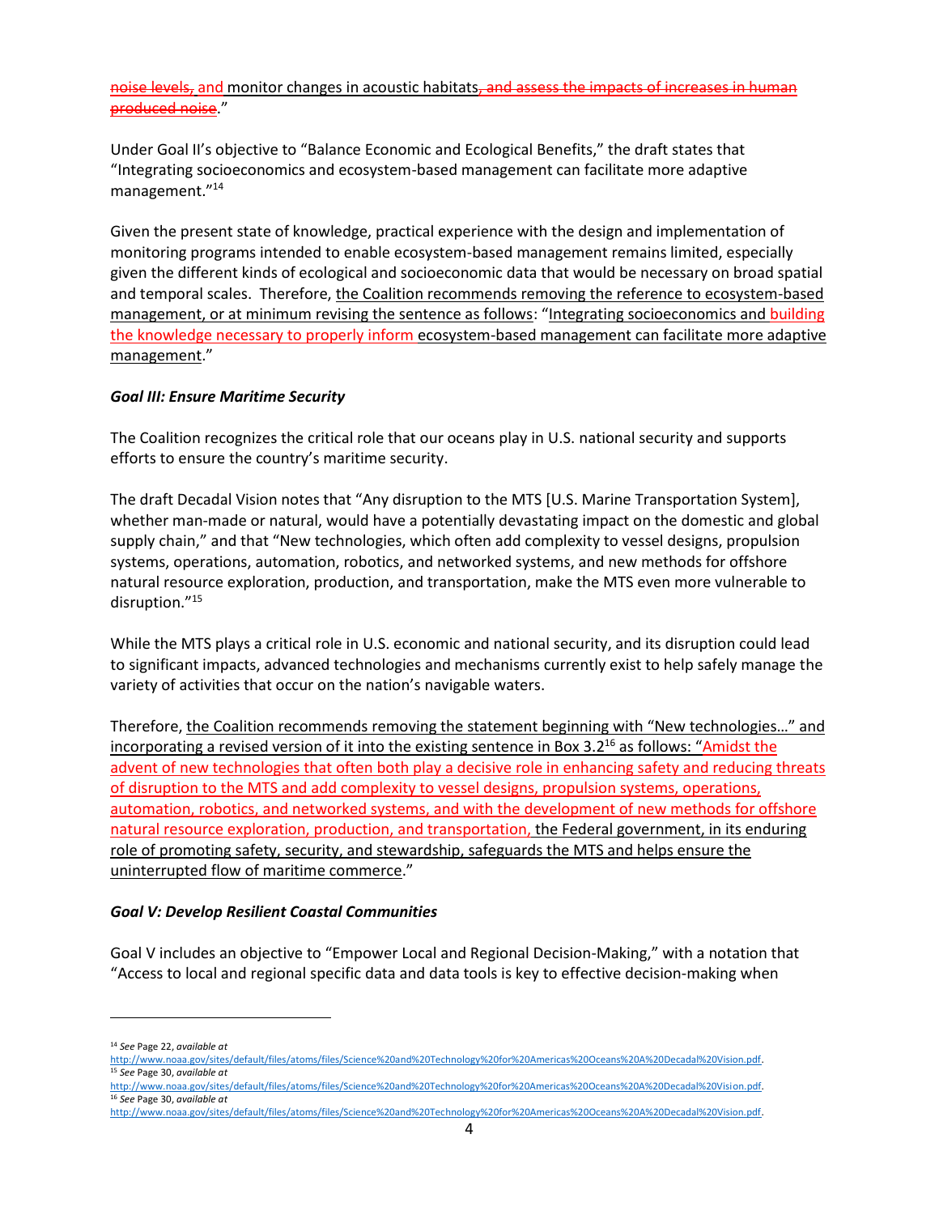~~noise levels,~~ and monitor changes in acoustic habitats~~, and assess the impacts of increases in human produced noise~~."

Under Goal II's objective to "Balance Economic and Ecological Benefits," the draft states that "Integrating socioeconomics and ecosystem-based management can facilitate more adaptive management."[14]

Given the present state of knowledge, practical experience with the design and implementation of monitoring programs intended to enable ecosystem-based management remains limited, especially given the different kinds of ecological and socioeconomic data that would be necessary on broad spatial and temporal scales. Therefore, <u>the Coalition recommends removing the reference to ecosystem-based management, or at minimum revising the sentence as follows</u>: "<u>Integrating socioeconomics and building the knowledge necessary to properly inform ecosystem-based management can facilitate more adaptive management</u>."

***Goal III: Ensure Maritime Security***

The Coalition recognizes the critical role that our oceans play in U.S. national security and supports efforts to ensure the country's maritime security.

The draft Decadal Vision notes that "Any disruption to the MTS [U.S. Marine Transportation System], whether man-made or natural, would have a potentially devastating impact on the domestic and global supply chain," and that "New technologies, which often add complexity to vessel designs, propulsion systems, operations, automation, robotics, and networked systems, and new methods for offshore natural resource exploration, production, and transportation, make the MTS even more vulnerable to disruption."[15]

While the MTS plays a critical role in U.S. economic and national security, and its disruption could lead to significant impacts, advanced technologies and mechanisms currently exist to help safely manage the variety of activities that occur on the nation's navigable waters.

Therefore, <u>the Coalition recommends removing the statement beginning with "New technologies…" and incorporating a revised version of it into the existing sentence in Box 3.2</u>[16] <u>as follows</u>: "<u>Amidst the advent of new technologies that often both play a decisive role in enhancing safety and reducing threats of disruption to the MTS and add complexity to vessel designs, propulsion systems, operations, automation, robotics, and networked systems, and with the development of new methods for offshore natural resource exploration, production, and transportation, the Federal government, in its enduring role of promoting safety, security, and stewardship, safeguards the MTS and helps ensure the uninterrupted flow of maritime commerce</u>."

***Goal V: Develop Resilient Coastal Communities***

Goal V includes an objective to "Empower Local and Regional Decision-Making," with a notation that "Access to local and regional specific data and data tools is key to effective decision-making when

---

[14] *See* Page 22, *available at* http://www.noaa.gov/sites/default/files/atoms/files/Science%20and%20Technology%20for%20Americas%20Oceans%20A%20Decadal%20Vision.pdf.

[15] *See* Page 30, *available at* http://www.noaa.gov/sites/default/files/atoms/files/Science%20and%20Technology%20for%20Americas%20Oceans%20A%20Decadal%20Vision.pdf.

[16] *See* Page 30, *available at* http://www.noaa.gov/sites/default/files/atoms/files/Science%20and%20Technology%20for%20Americas%20Oceans%20A%20Decadal%20Vision.pdf.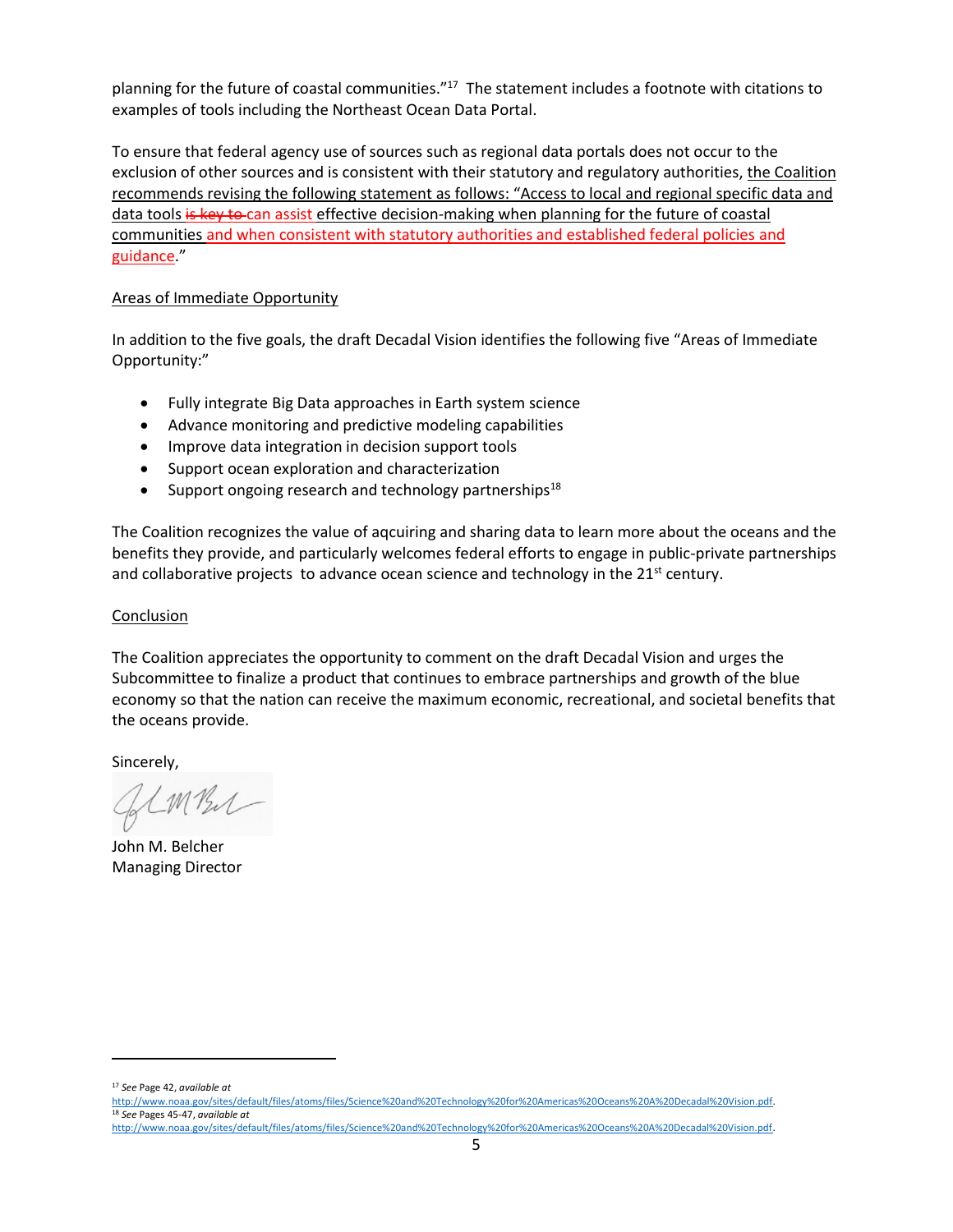planning for the future of coastal communities."[17] The statement includes a footnote with citations to examples of tools including the Northeast Ocean Data Portal.

To ensure that federal agency use of sources such as regional data portals does not occur to the exclusion of other sources and is consistent with their statutory and regulatory authorities, <u>the Coalition recommends revising the following statement as follows: "Access to local and regional specific data and data tools ~~is key to~~ can assist effective decision-making when planning for the future of coastal communities and when consistent with statutory authorities and established federal policies and guidance</u>."

<u>Areas of Immediate Opportunity</u>

In addition to the five goals, the draft Decadal Vision identifies the following five "Areas of Immediate Opportunity:"

- Fully integrate Big Data approaches in Earth system science
- Advance monitoring and predictive modeling capabilities
- Improve data integration in decision support tools
- Support ocean exploration and characterization
- Support ongoing research and technology partnerships[18]

The Coalition recognizes the value of aqcuiring and sharing data to learn more about the oceans and the benefits they provide, and particularly welcomes federal efforts to engage in public-private partnerships and collaborative projects to advance ocean science and technology in the 21st century.

<u>Conclusion</u>

The Coalition appreciates the opportunity to comment on the draft Decadal Vision and urges the Subcommittee to finalize a product that continues to embrace partnerships and growth of the blue economy so that the nation can receive the maximum economic, recreational, and societal benefits that the oceans provide.

Sincerely,

John M. Belcher
Managing Director

---

[17] *See* Page 42, *available at* http://www.noaa.gov/sites/default/files/atoms/files/Science%20and%20Technology%20for%20Americas%20Oceans%20A%20Decadal%20Vision.pdf.

[18] *See* Pages 45-47, *available at* http://www.noaa.gov/sites/default/files/atoms/files/Science%20and%20Technology%20for%20Americas%20Oceans%20A%20Decadal%20Vision.pdf.